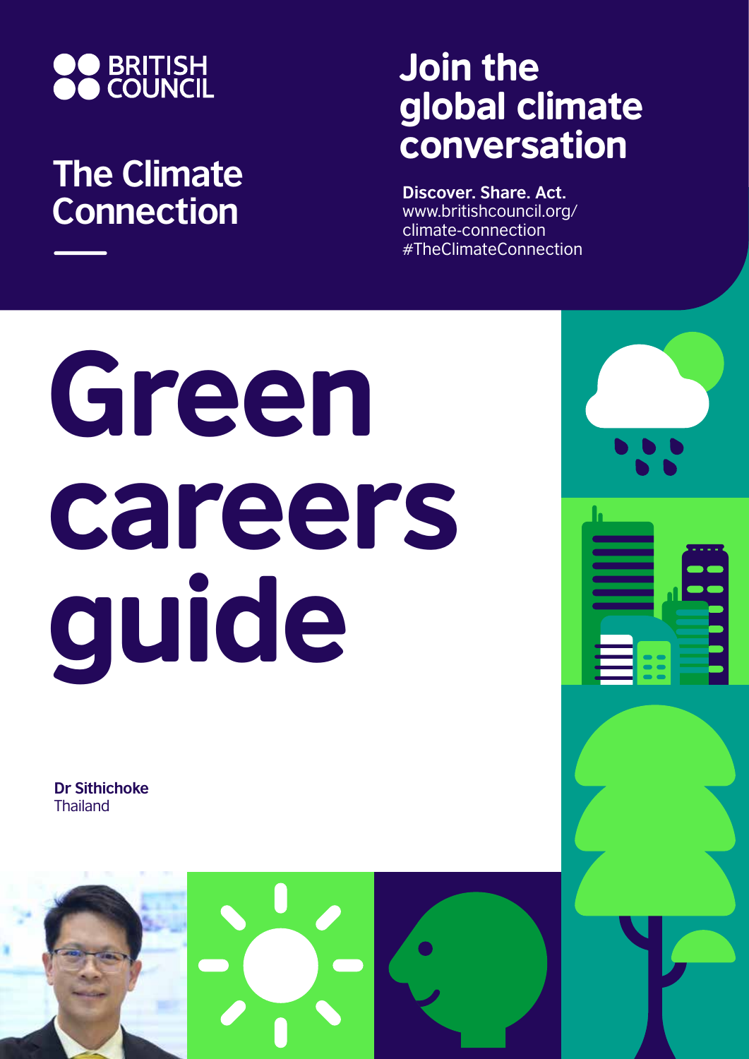BRITISH COUNCIL

## The Climate Connection

# Join the global climate conversation

**Discover. Share. Act.**
www.britishcouncil.org/climate-connection
#TheClimateConnection

# Green careers guide

**Dr Sithichoke**
Thailand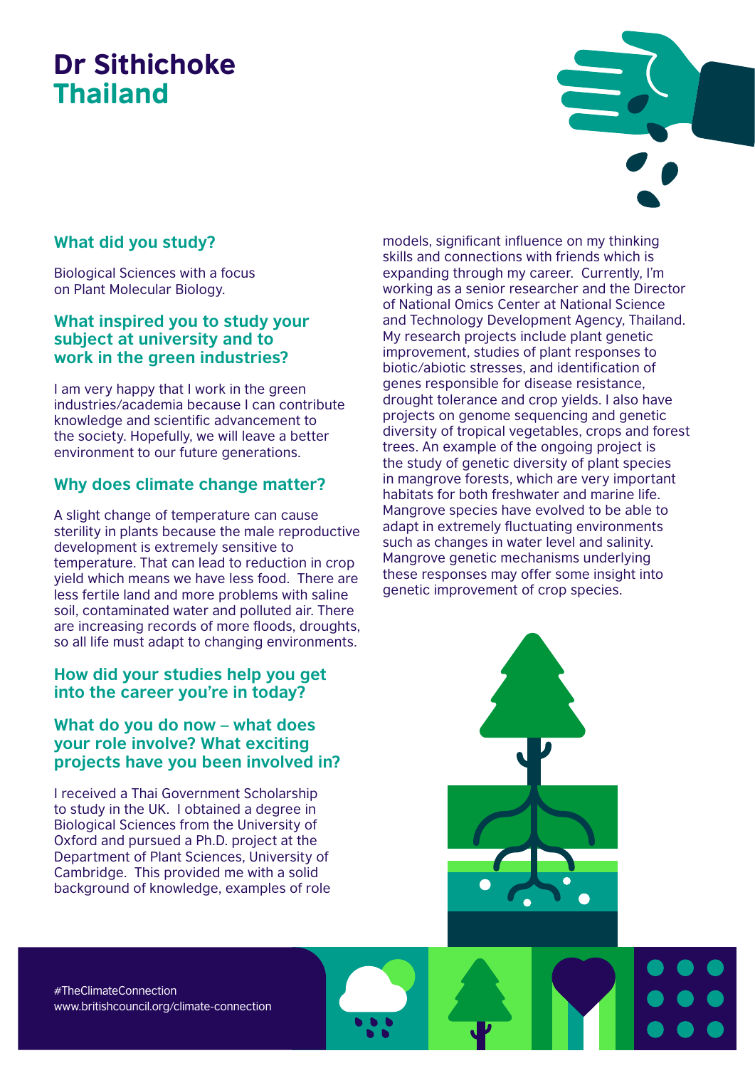# Dr Sithichoke
# Thailand

## What did you study?

Biological Sciences with a focus on Plant Molecular Biology.

## What inspired you to study your subject at university and to work in the green industries?

I am very happy that I work in the green industries/academia because I can contribute knowledge and scientific advancement to the society. Hopefully, we will leave a better environment to our future generations.

## Why does climate change matter?

A slight change of temperature can cause sterility in plants because the male reproductive development is extremely sensitive to temperature. That can lead to reduction in crop yield which means we have less food. There are less fertile land and more problems with saline soil, contaminated water and polluted air. There are increasing records of more floods, droughts, so all life must adapt to changing environments.

## How did your studies help you get into the career you're in today?

## What do you do now – what does your role involve? What exciting projects have you been involved in?

I received a Thai Government Scholarship to study in the UK. I obtained a degree in Biological Sciences from the University of Oxford and pursued a Ph.D. project at the Department of Plant Sciences, University of Cambridge. This provided me with a solid background of knowledge, examples of role models, significant influence on my thinking skills and connections with friends which is expanding through my career. Currently, I'm working as a senior researcher and the Director of National Omics Center at National Science and Technology Development Agency, Thailand. My research projects include plant genetic improvement, studies of plant responses to biotic/abiotic stresses, and identification of genes responsible for disease resistance, drought tolerance and crop yields. I also have projects on genome sequencing and genetic diversity of tropical vegetables, crops and forest trees. An example of the ongoing project is the study of genetic diversity of plant species in mangrove forests, which are very important habitats for both freshwater and marine life. Mangrove species have evolved to be able to adapt in extremely fluctuating environments such as changes in water level and salinity. Mangrove genetic mechanisms underlying these responses may offer some insight into genetic improvement of crop species.

#TheClimateConnection
www.britishcouncil.org/climate-connection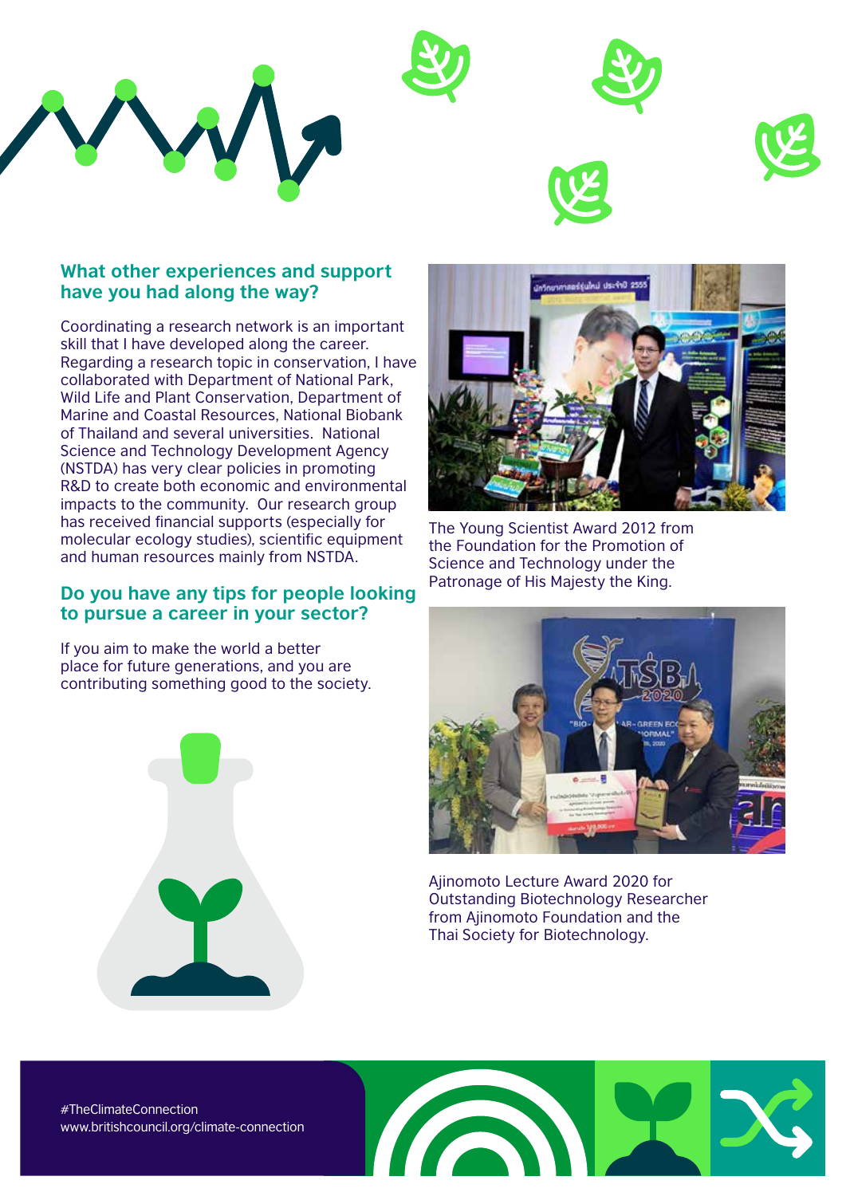## What other experiences and support have you had along the way?

Coordinating a research network is an important skill that I have developed along the career. Regarding a research topic in conservation, I have collaborated with Department of National Park, Wild Life and Plant Conservation, Department of Marine and Coastal Resources, National Biobank of Thailand and several universities. National Science and Technology Development Agency (NSTDA) has very clear policies in promoting R&D to create both economic and environmental impacts to the community. Our research group has received financial supports (especially for molecular ecology studies), scientific equipment and human resources mainly from NSTDA.

## Do you have any tips for people looking to pursue a career in your sector?

If you aim to make the world a better place for future generations, and you are contributing something good to the society.

The Young Scientist Award 2012 from the Foundation for the Promotion of Science and Technology under the Patronage of His Majesty the King.

Ajinomoto Lecture Award 2020 for Outstanding Biotechnology Researcher from Ajinomoto Foundation and the Thai Society for Biotechnology.

#TheClimateConnection
www.britishcouncil.org/climate-connection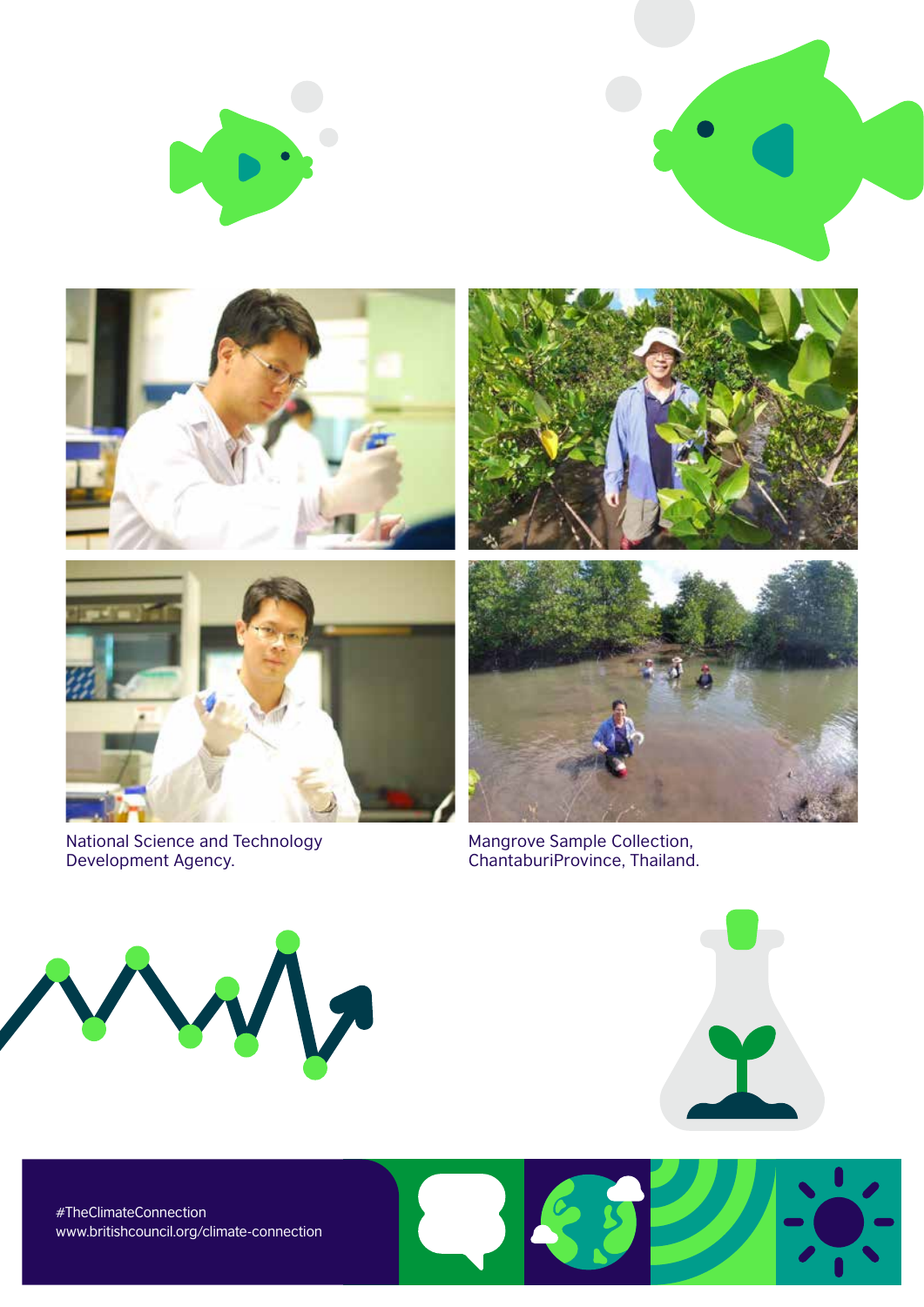National Science and Technology Development Agency.

Mangrove Sample Collection, ChantaburiProvince, Thailand.

#TheClimateConnection
www.britishcouncil.org/climate-connection